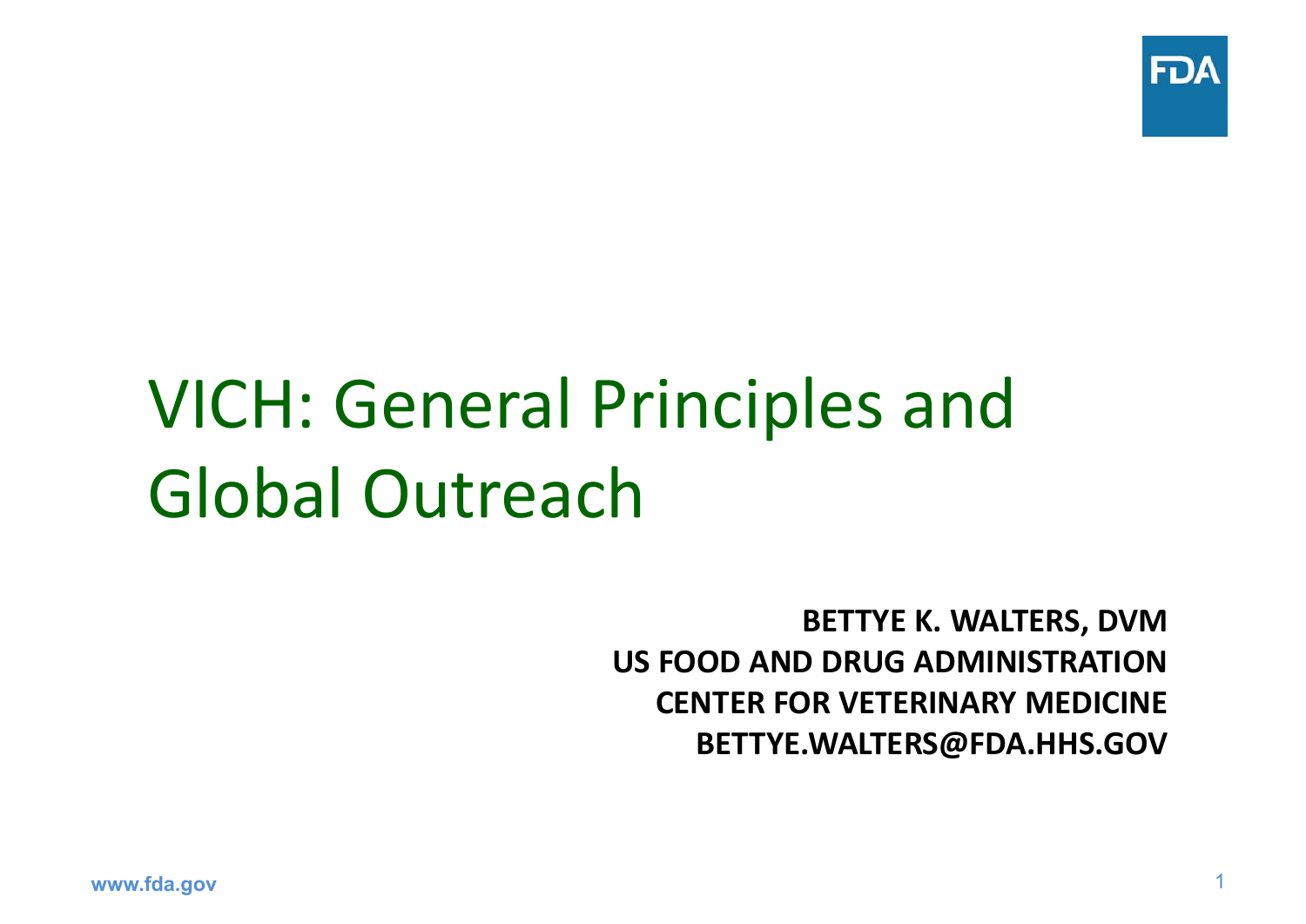# VICH: General Principles and Global Outreach

**BETTYE K. WALTERS, DVM**
**US FOOD AND DRUG ADMINISTRATION**
**CENTER FOR VETERINARY MEDICINE**
**BETTYE.WALTERS@FDA.HHS.GOV**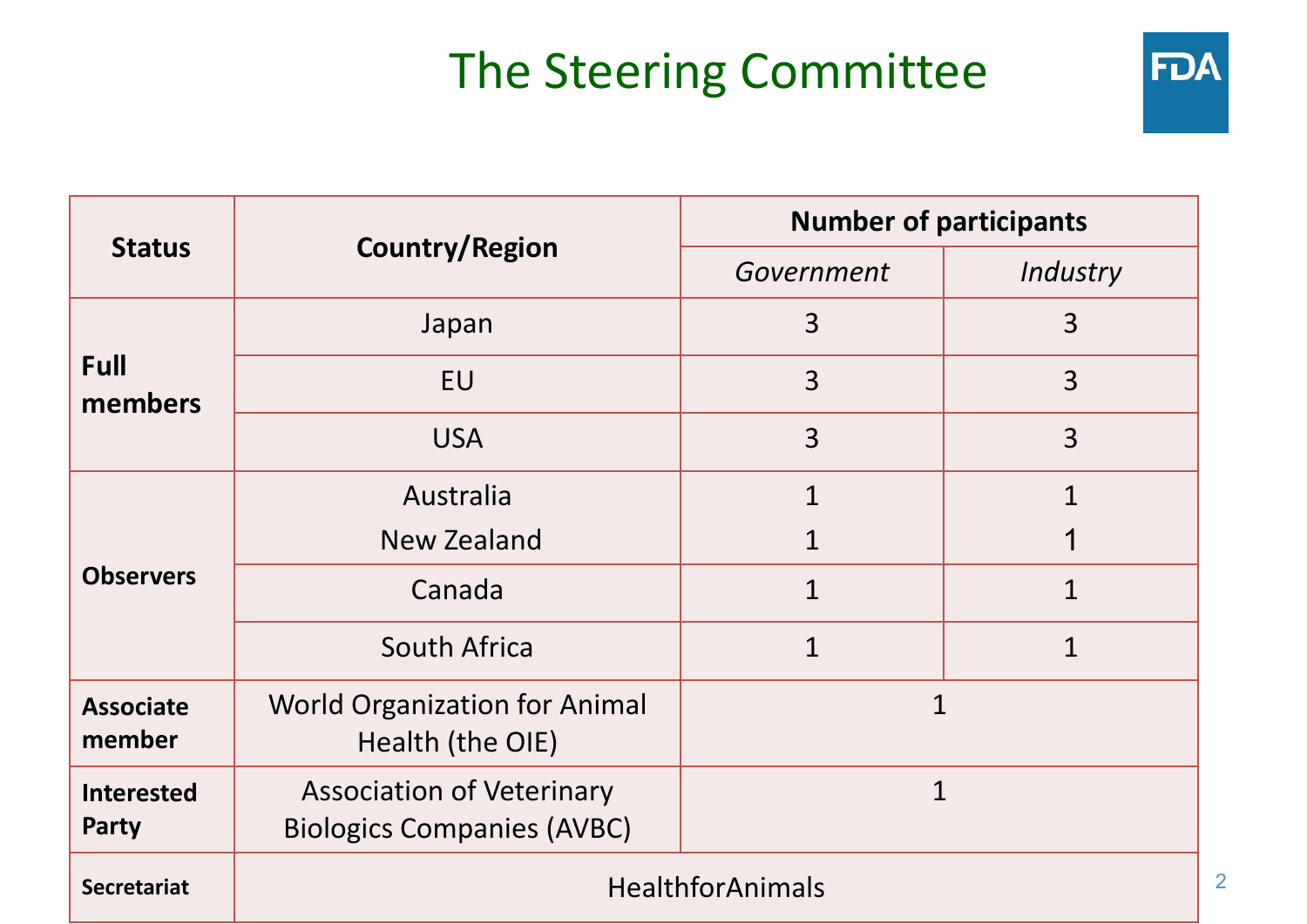# The Steering Committee

| Status | Country/Region | Number of participants | |
|---|---|---|---|
| | | *Government* | *Industry* |
| **Full members** | Japan | 3 | 3 |
| | EU | 3 | 3 |
| | USA | 3 | 3 |
| **Observers** | Australia<br>New Zealand | 1<br>1 | 1<br>1 |
| | Canada | 1 | 1 |
| | South Africa | 1 | 1 |
| **Associate member** | World Organization for Animal Health (the OIE) | 1 | |
| **Interested Party** | Association of Veterinary Biologics Companies (AVBC) | 1 | |
| **Secretariat** | HealthforAnimals | | |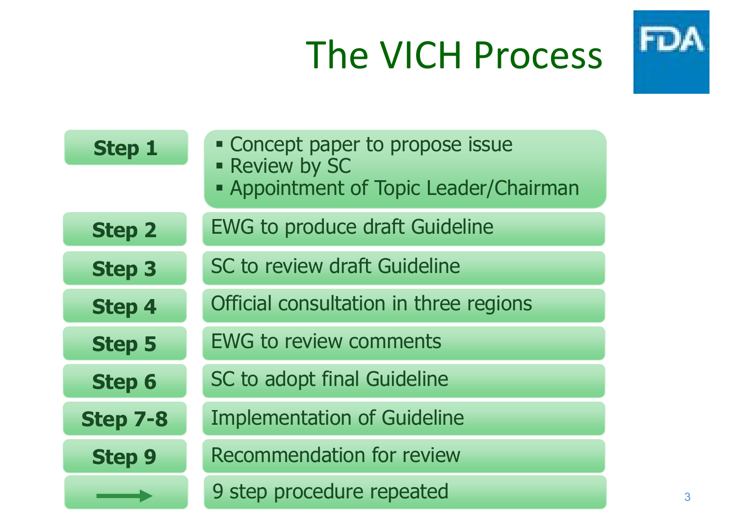# The VICH Process

| Step | Description |
| --- | --- |
| **Step 1** | ▪ Concept paper to propose issue<br>▪ Review by SC<br>▪ Appointment of Topic Leader/Chairman |
| **Step 2** | EWG to produce draft Guideline |
| **Step 3** | SC to review draft Guideline |
| **Step 4** | Official consultation in three regions |
| **Step 5** | EWG to review comments |
| **Step 6** | SC to adopt final Guideline |
| **Step 7-8** | Implementation of Guideline |
| **Step 9** | Recommendation for review |
| → | 9 step procedure repeated |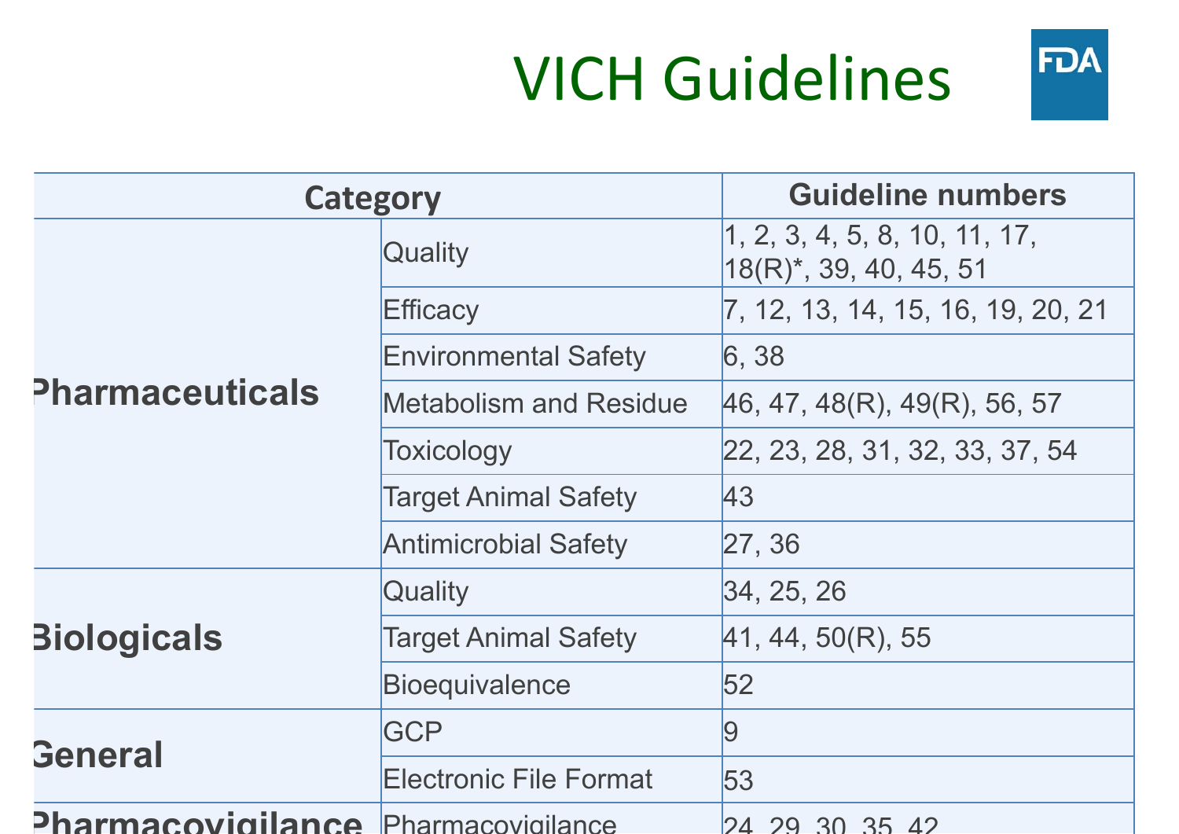# VICH Guidelines

| Category | | Guideline numbers |
| --- | --- | --- |
| Pharmaceuticals | Quality | 1, 2, 3, 4, 5, 8, 10, 11, 17, 18(R)*, 39, 40, 45, 51 |
| | Efficacy | 7, 12, 13, 14, 15, 16, 19, 20, 21 |
| | Environmental Safety | 6, 38 |
| | Metabolism and Residue | 46, 47, 48(R), 49(R), 56, 57 |
| | Toxicology | 22, 23, 28, 31, 32, 33, 37, 54 |
| | Target Animal Safety | 43 |
| | Antimicrobial Safety | 27, 36 |
| Biologicals | Quality | 34, 25, 26 |
| | Target Animal Safety | 41, 44, 50(R), 55 |
| | Bioequivalence | 52 |
| General | GCP | 9 |
| | Electronic File Format | 53 |
| Pharmacovigilance | Pharmacovigilance | 24, 29, 30, 35, 42 |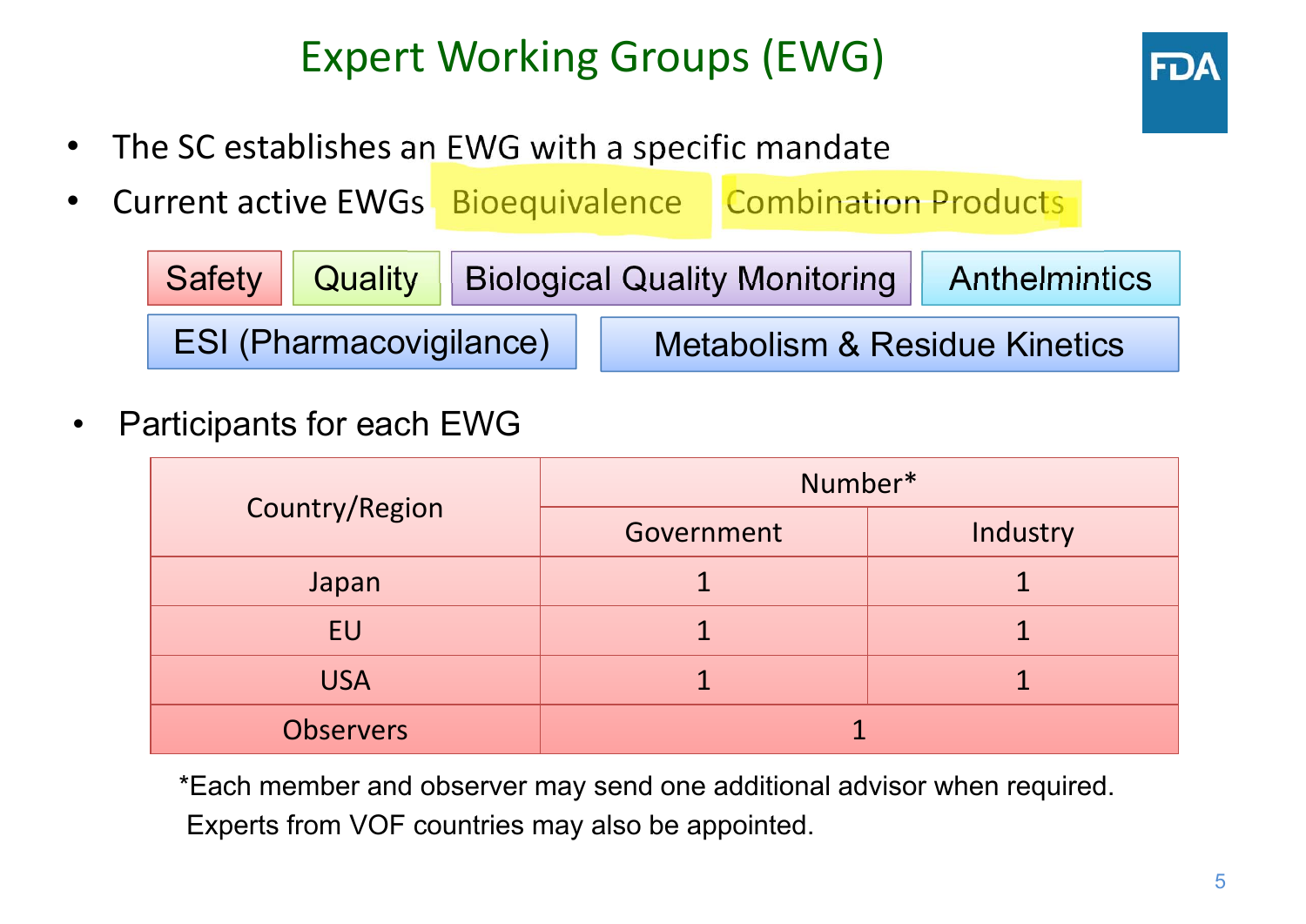# Expert Working Groups (EWG)

- The SC establishes an EWG with a specific mandate
- Current active EWGs Bioequivalence Combination Products

Safety | Quality | Biological Quality Monitoring | Anthelmintics

ESI (Pharmacovigilance) | Metabolism & Residue Kinetics

- Participants for each EWG

| Country/Region | Number* | |
|---|---|---|
| | Government | Industry |
| Japan | 1 | 1 |
| EU | 1 | 1 |
| USA | 1 | 1 |
| Observers | 1 | |

*Each member and observer may send one additional advisor when required. Experts from VOF countries may also be appointed.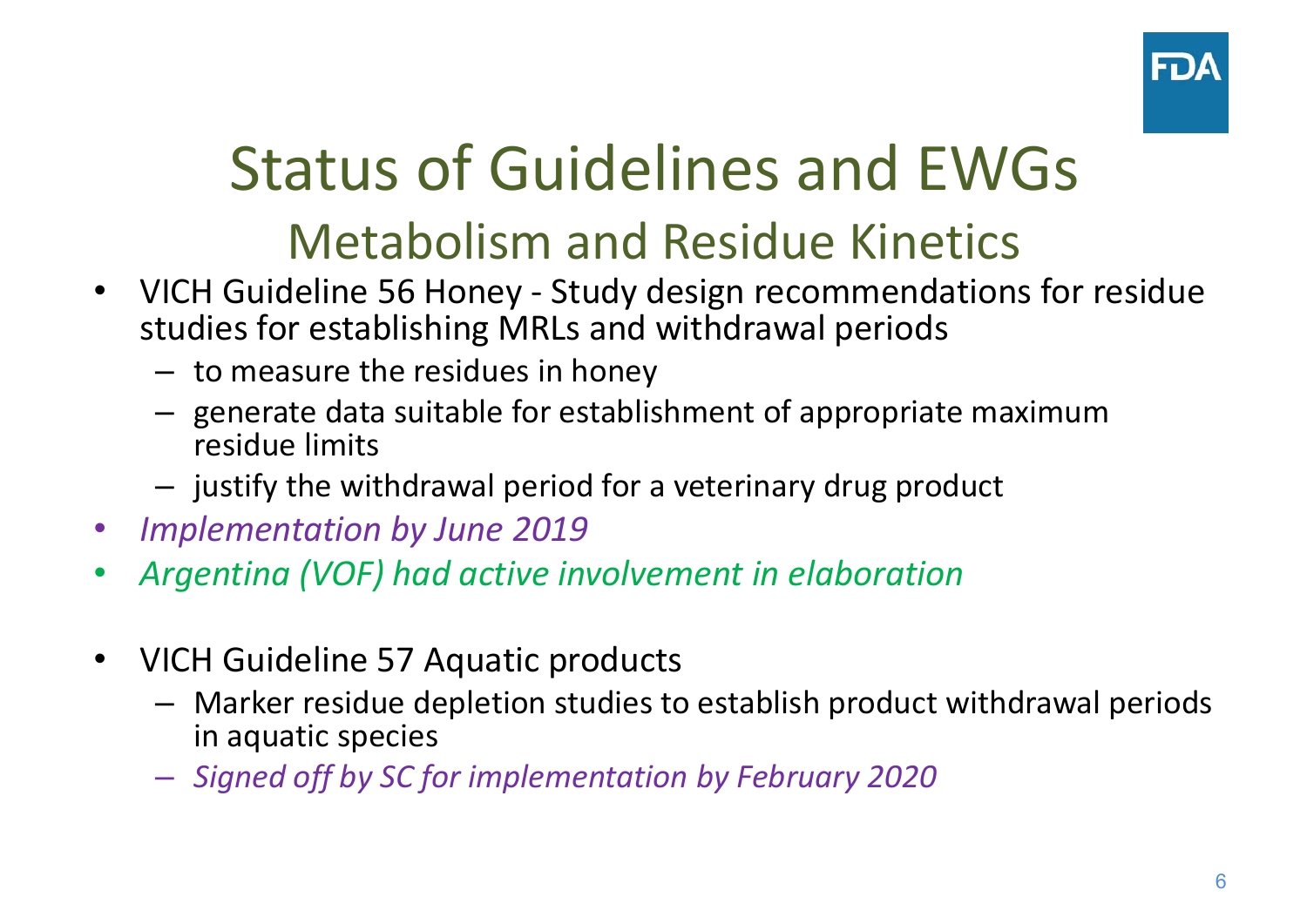# Status of Guidelines and EWGs

## Metabolism and Residue Kinetics

- VICH Guideline 56 Honey - Study design recommendations for residue studies for establishing MRLs and withdrawal periods
  - to measure the residues in honey
  - generate data suitable for establishment of appropriate maximum residue limits
  - justify the withdrawal period for a veterinary drug product
- *Implementation by June 2019*
- *Argentina (VOF) had active involvement in elaboration*

- VICH Guideline 57 Aquatic products
  - Marker residue depletion studies to establish product withdrawal periods in aquatic species
  - *Signed off by SC for implementation by February 2020*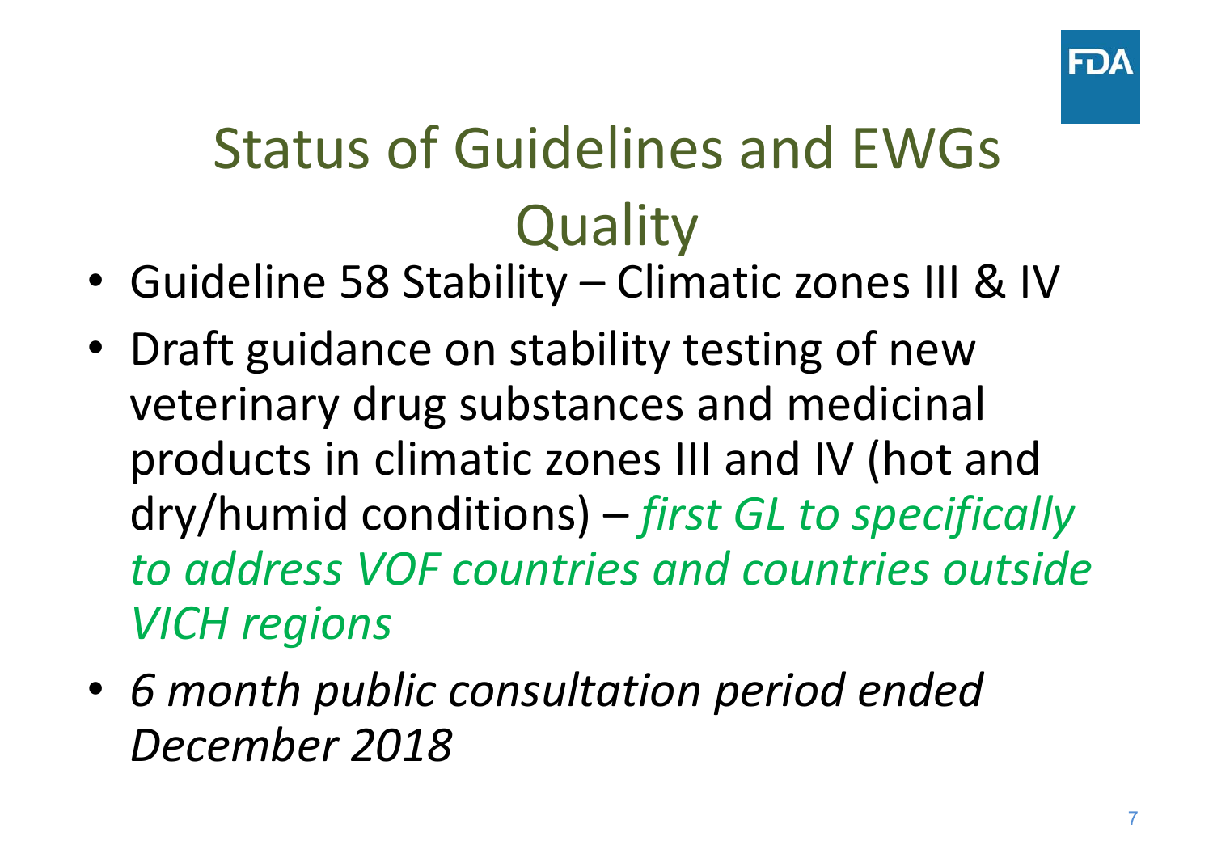# Status of Guidelines and EWGs Quality

- Guideline 58 Stability – Climatic zones III & IV
- Draft guidance on stability testing of new veterinary drug substances and medicinal products in climatic zones III and IV (hot and dry/humid conditions) – *first GL to specifically to address VOF countries and countries outside VICH regions*
- *6 month public consultation period ended December 2018*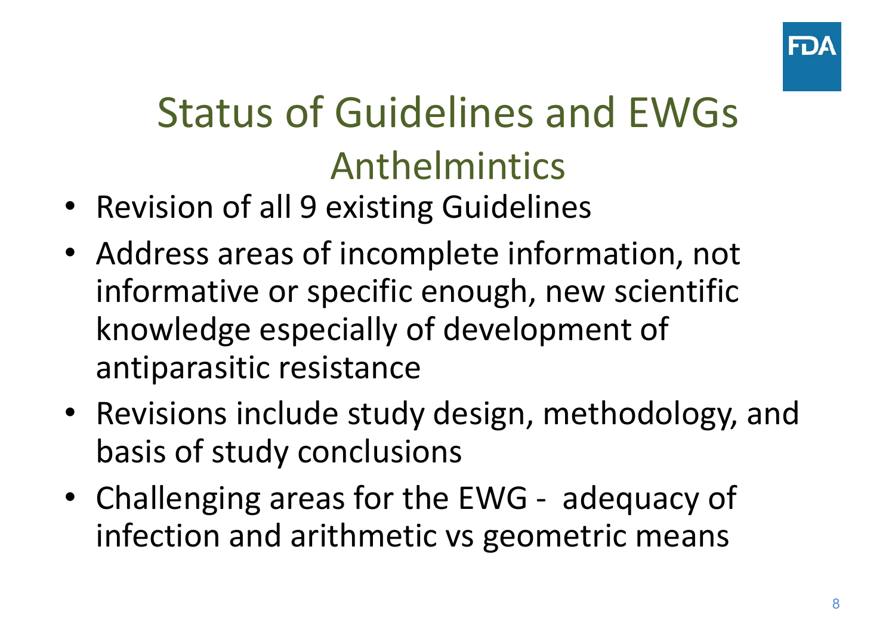# Status of Guidelines and EWGs

## Anthelmintics

- Revision of all 9 existing Guidelines
- Address areas of incomplete information, not informative or specific enough, new scientific knowledge especially of development of antiparasitic resistance
- Revisions include study design, methodology, and basis of study conclusions
- Challenging areas for the EWG - adequacy of infection and arithmetic vs geometric means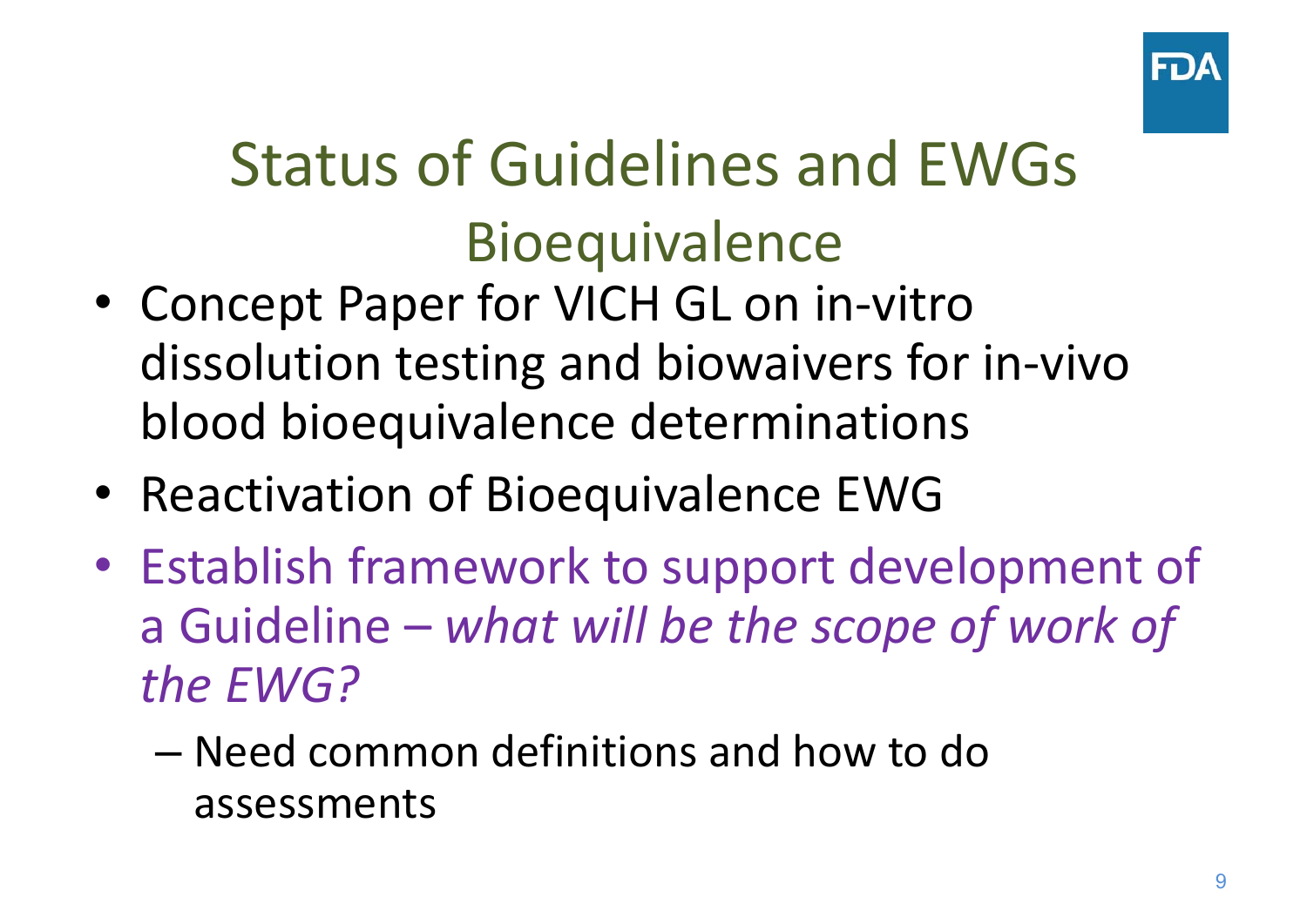# Status of Guidelines and EWGs

## Bioequivalence

- Concept Paper for VICH GL on in-vitro dissolution testing and biowaivers for in-vivo blood bioequivalence determinations
- Reactivation of Bioequivalence EWG
- Establish framework to support development of a Guideline – *what will be the scope of work of the EWG?*
  - Need common definitions and how to do assessments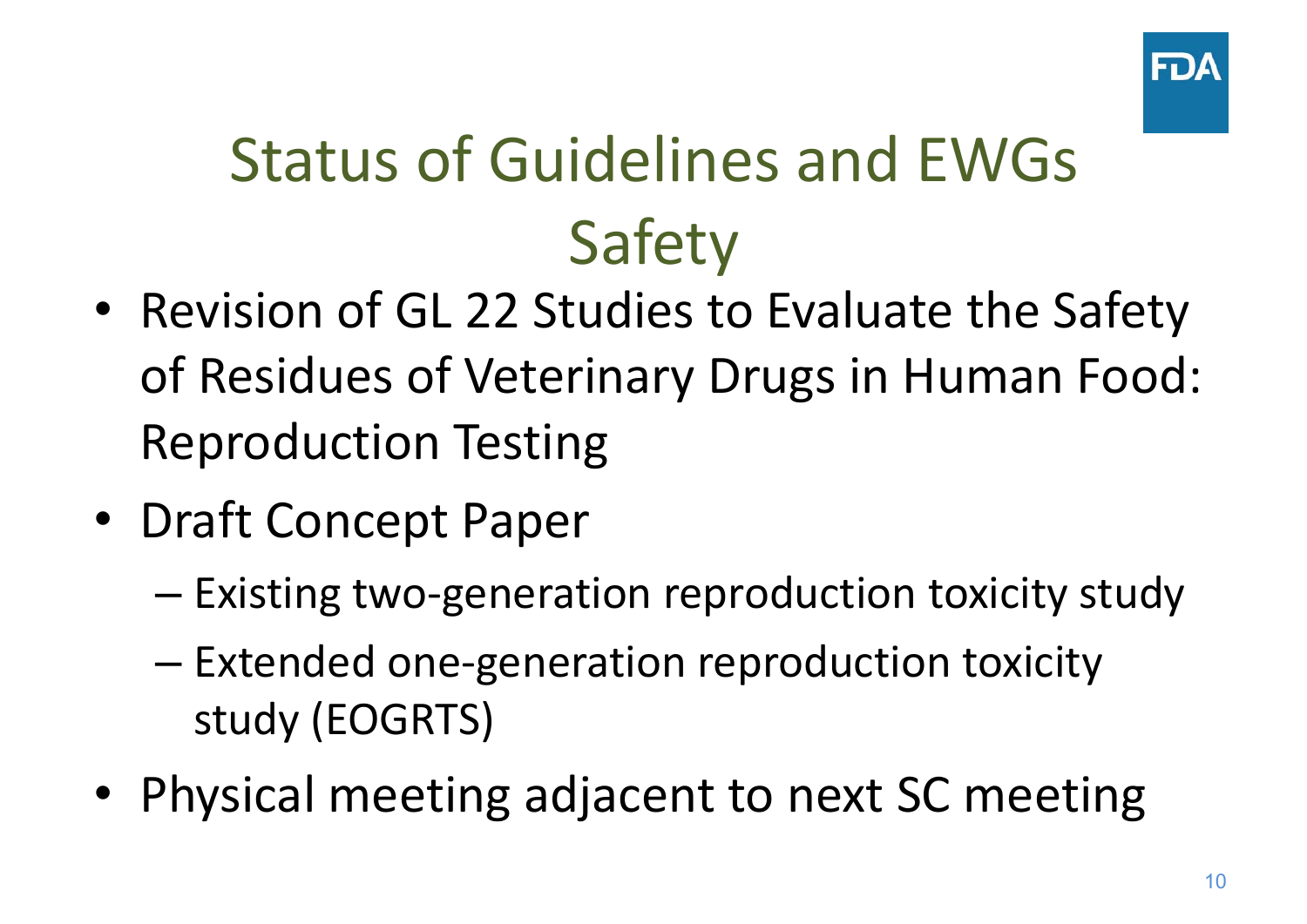# Status of Guidelines and EWGs Safety

- Revision of GL 22 Studies to Evaluate the Safety of Residues of Veterinary Drugs in Human Food: Reproduction Testing
- Draft Concept Paper
  - Existing two-generation reproduction toxicity study
  - Extended one-generation reproduction toxicity study (EOGRTS)
- Physical meeting adjacent to next SC meeting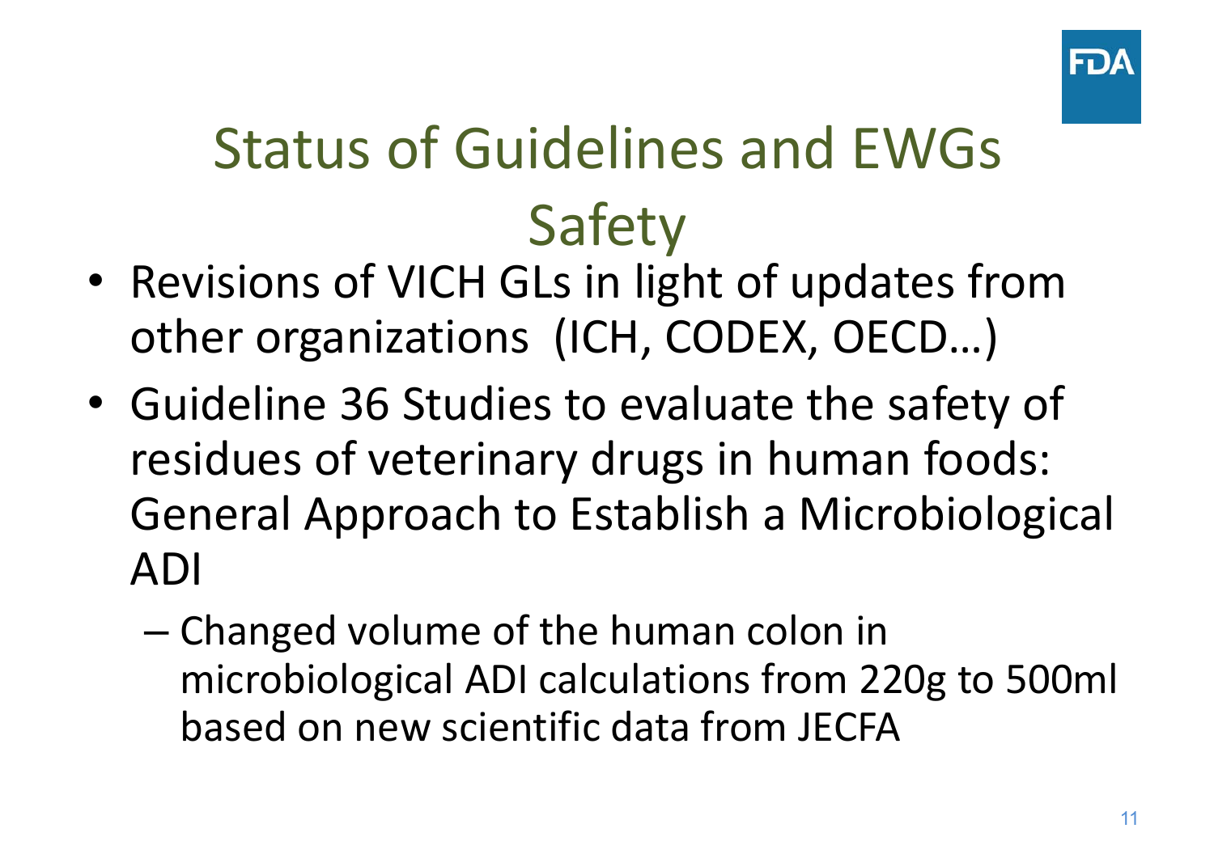# Status of Guidelines and EWGs

## Safety

- Revisions of VICH GLs in light of updates from other organizations (ICH, CODEX, OECD…)
- Guideline 36 Studies to evaluate the safety of residues of veterinary drugs in human foods: General Approach to Establish a Microbiological ADI
  - Changed volume of the human colon in microbiological ADI calculations from 220g to 500ml based on new scientific data from JECFA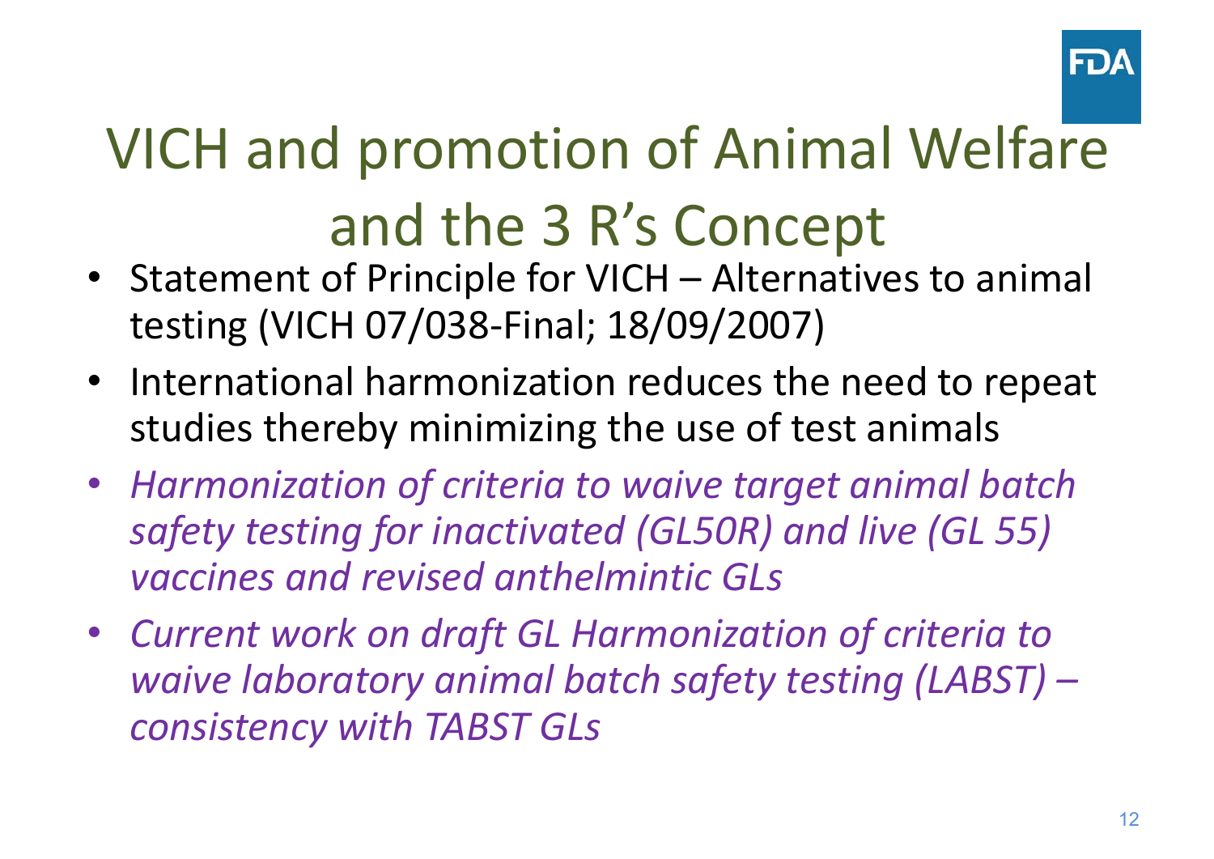# VICH and promotion of Animal Welfare and the 3 R's Concept

- Statement of Principle for VICH – Alternatives to animal testing (VICH 07/038-Final; 18/09/2007)
- International harmonization reduces the need to repeat studies thereby minimizing the use of test animals
- *Harmonization of criteria to waive target animal batch safety testing for inactivated (GL50R) and live (GL 55) vaccines and revised anthelmintic GLs*
- *Current work on draft GL Harmonization of criteria to waive laboratory animal batch safety testing (LABST) – consistency with TABST GLs*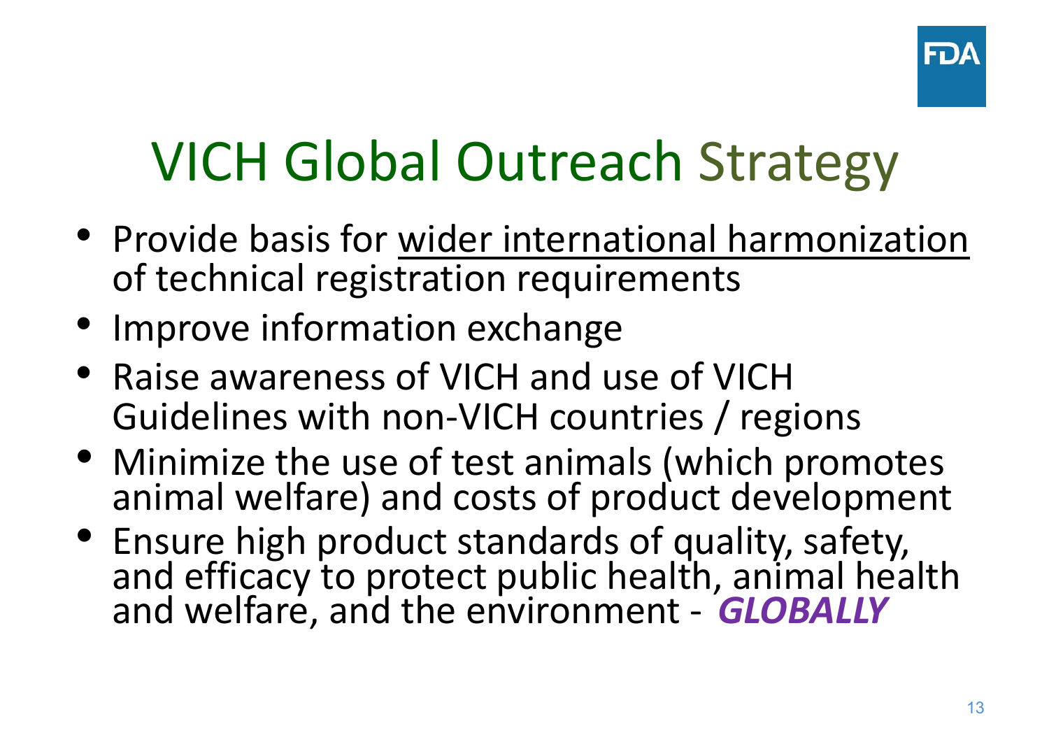# VICH Global Outreach Strategy

- Provide basis for wider international harmonization of technical registration requirements
- Improve information exchange
- Raise awareness of VICH and use of VICH Guidelines with non-VICH countries / regions
- Minimize the use of test animals (which promotes animal welfare) and costs of product development
- Ensure high product standards of quality, safety, and efficacy to protect public health, animal health and welfare, and the environment - ***GLOBALLY***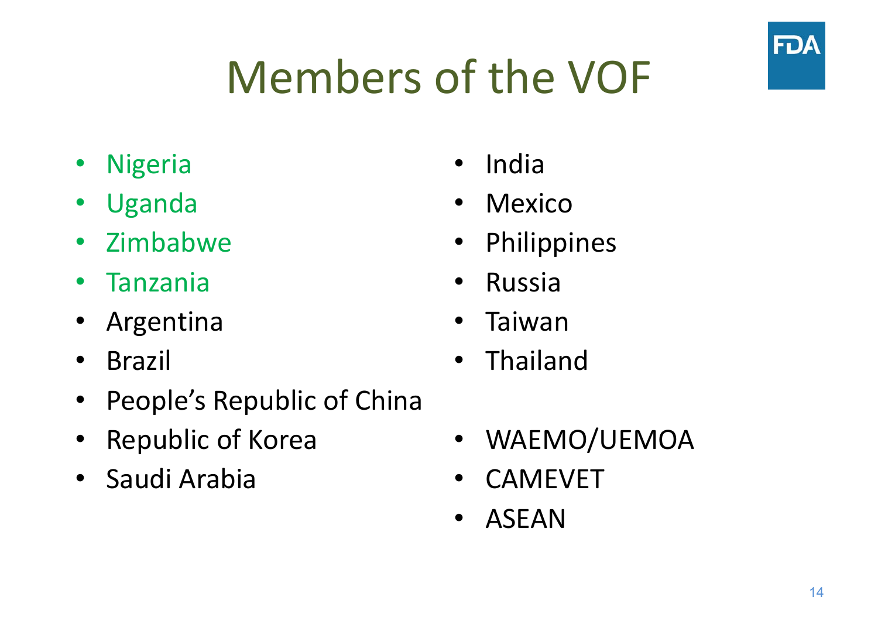# Members of the VOF

- Nigeria
- Uganda
- Zimbabwe
- Tanzania
- Argentina
- Brazil
- People's Republic of China
- Republic of Korea
- Saudi Arabia
- India
- Mexico
- Philippines
- Russia
- Taiwan
- Thailand

- WAEMO/UEMOA
- CAMEVET
- ASEAN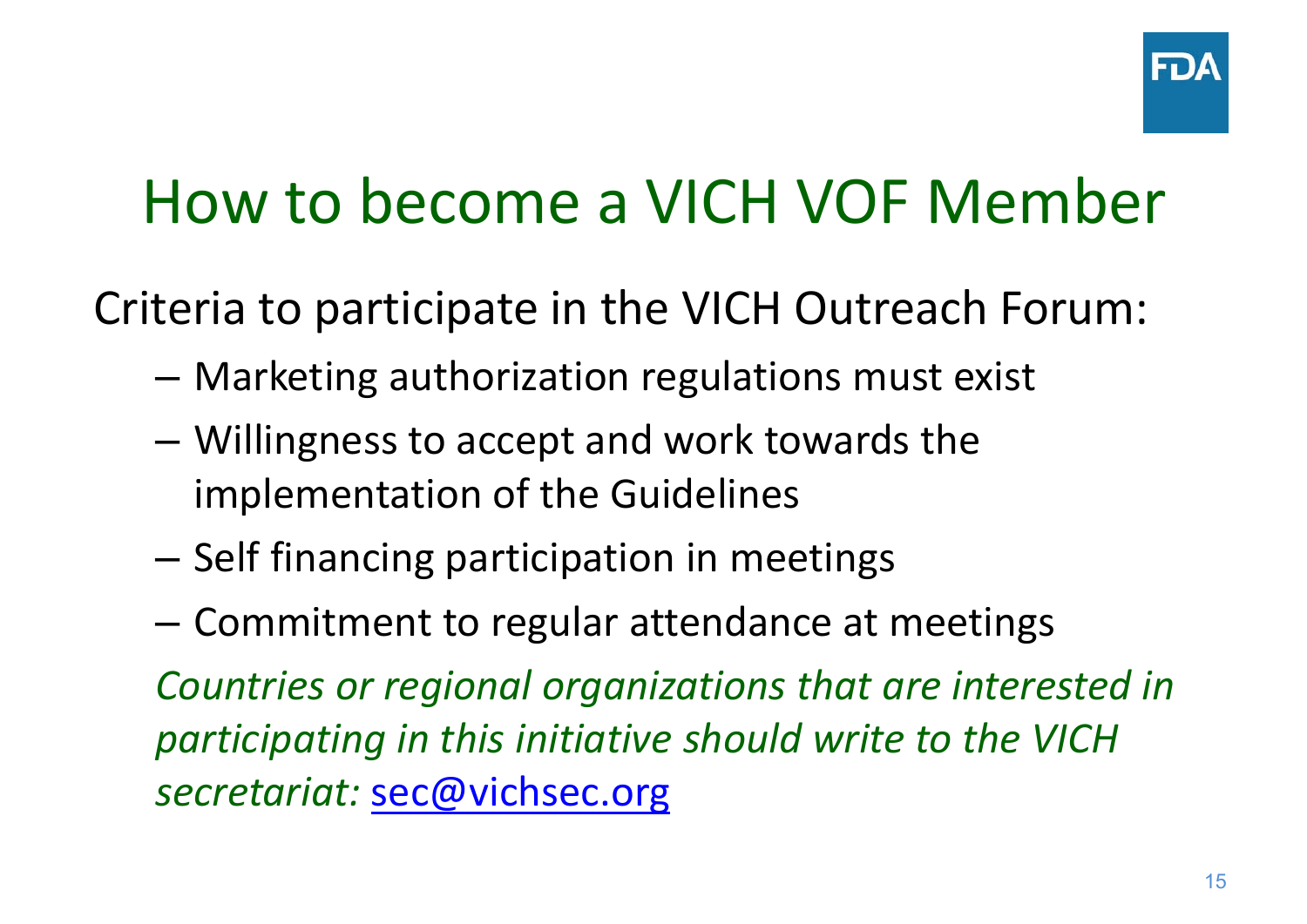# How to become a VICH VOF Member

Criteria to participate in the VICH Outreach Forum:

- Marketing authorization regulations must exist
- Willingness to accept and work towards the implementation of the Guidelines
- Self financing participation in meetings
- Commitment to regular attendance at meetings

*Countries or regional organizations that are interested in participating in this initiative should write to the VICH secretariat:* sec@vichsec.org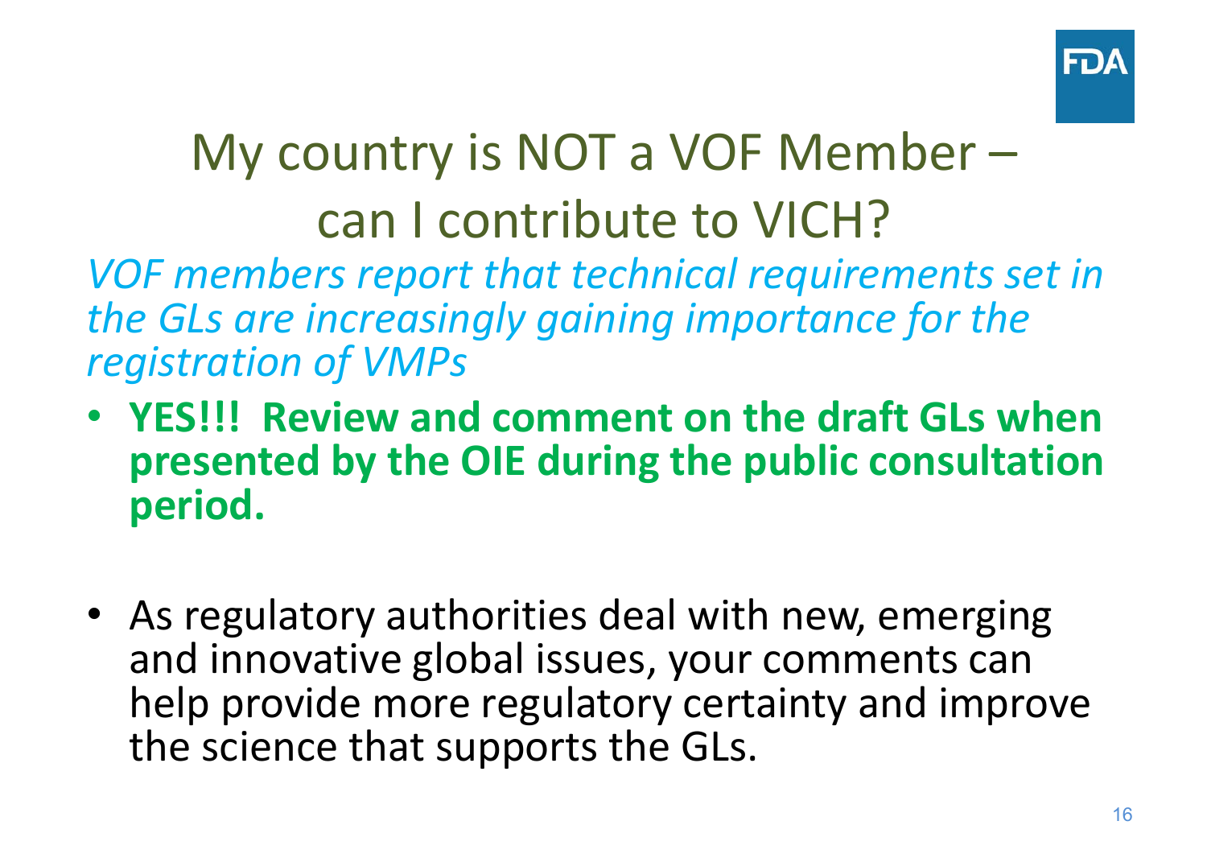# My country is NOT a VOF Member – can I contribute to VICH?

*VOF members report that technical requirements set in the GLs are increasingly gaining importance for the registration of VMPs*

- **YES!!! Review and comment on the draft GLs when presented by the OIE during the public consultation period.**

- As regulatory authorities deal with new, emerging and innovative global issues, your comments can help provide more regulatory certainty and improve the science that supports the GLs.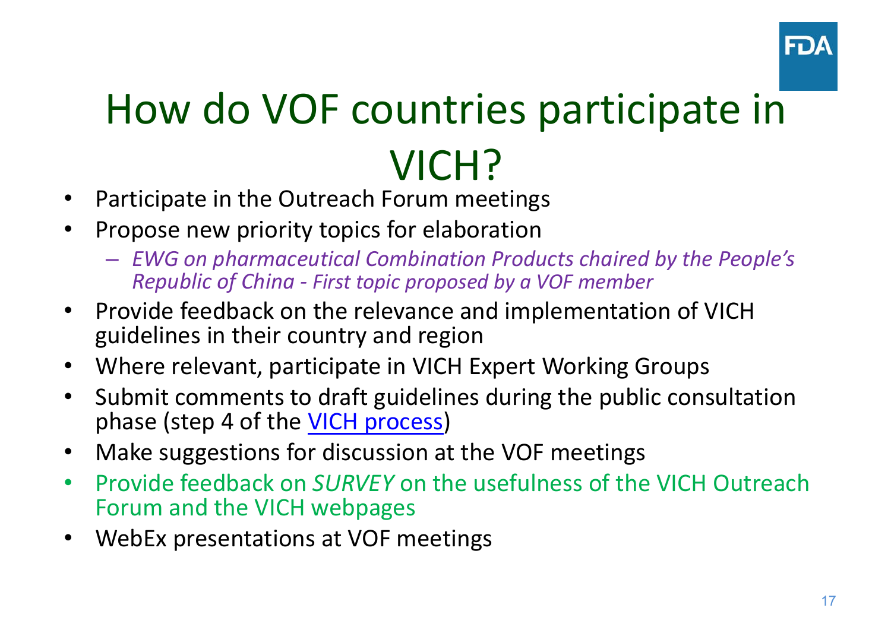# How do VOF countries participate in VICH?

- Participate in the Outreach Forum meetings
- Propose new priority topics for elaboration
  - *EWG on pharmaceutical Combination Products chaired by the People's Republic of China - First topic proposed by a VOF member*
- Provide feedback on the relevance and implementation of VICH guidelines in their country and region
- Where relevant, participate in VICH Expert Working Groups
- Submit comments to draft guidelines during the public consultation phase (step 4 of the VICH process)
- Make suggestions for discussion at the VOF meetings
- Provide feedback on *SURVEY* on the usefulness of the VICH Outreach Forum and the VICH webpages
- WebEx presentations at VOF meetings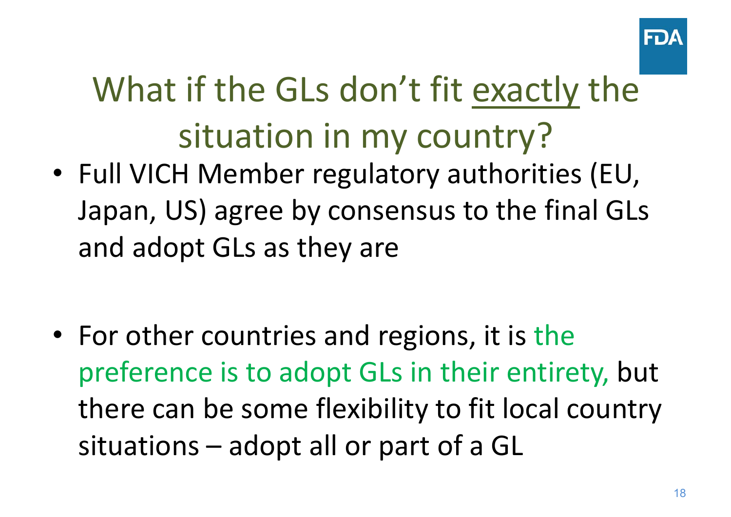# What if the GLs don't fit exactly the situation in my country?

- Full VICH Member regulatory authorities (EU, Japan, US) agree by consensus to the final GLs and adopt GLs as they are

- For other countries and regions, it is the preference is to adopt GLs in their entirety, but there can be some flexibility to fit local country situations – adopt all or part of a GL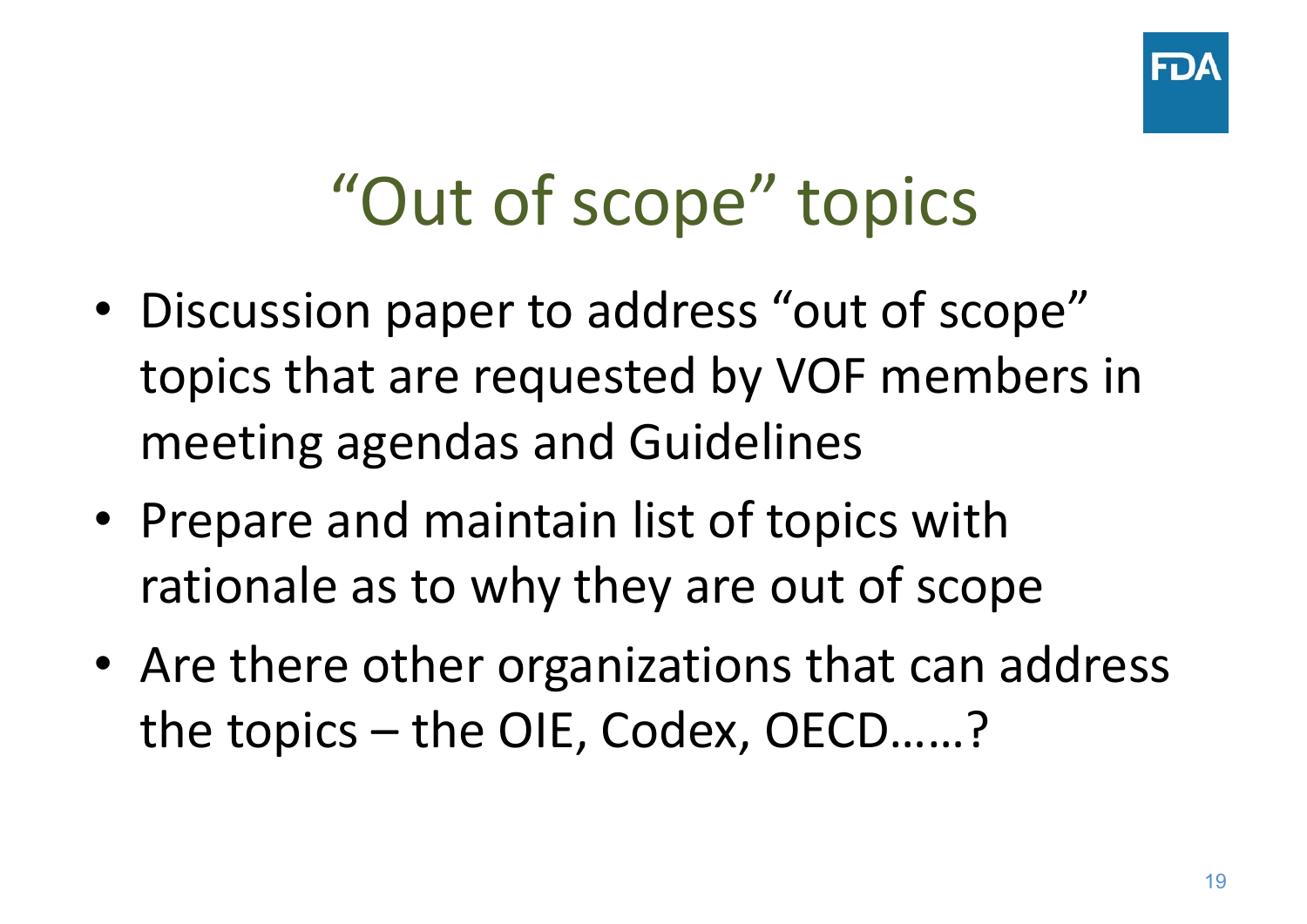# “Out of scope” topics

- Discussion paper to address “out of scope” topics that are requested by VOF members in meeting agendas and Guidelines
- Prepare and maintain list of topics with rationale as to why they are out of scope
- Are there other organizations that can address the topics – the OIE, Codex, OECD……?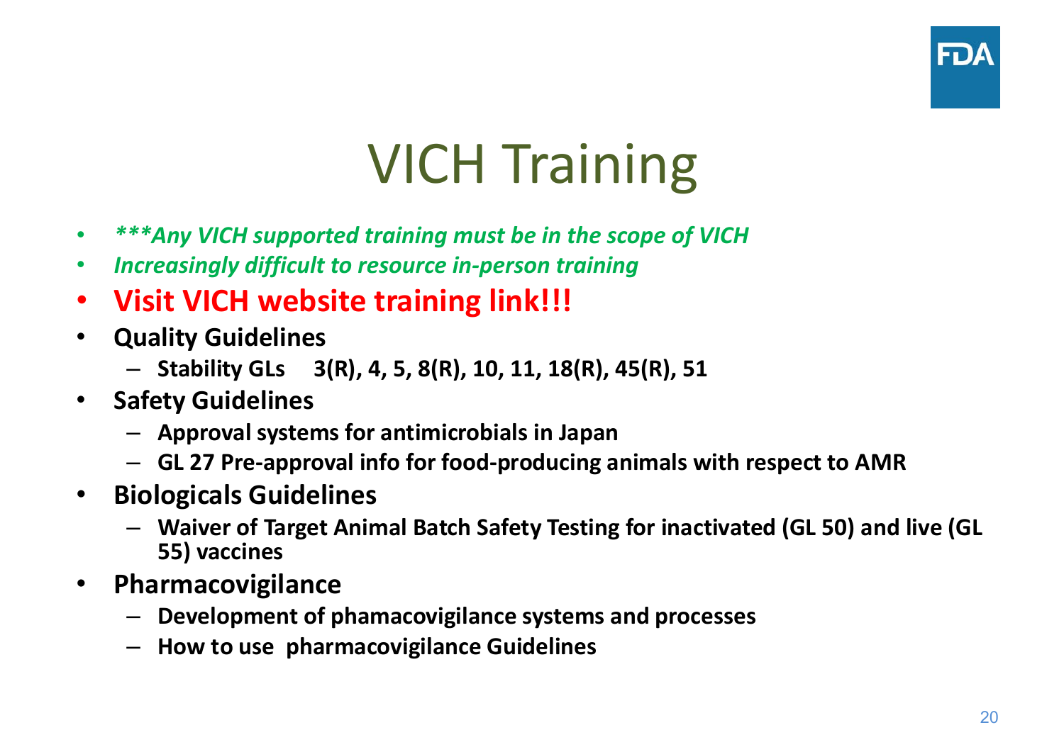# VICH Training

- ****\*\*\*Any VICH supported training must be in the scope of VICH***
- *Increasingly difficult to resource in-person training*
- **Visit VICH website training link!!!**
- **Quality Guidelines**
  - **Stability GLs 3(R), 4, 5, 8(R), 10, 11, 18(R), 45(R), 51**
- **Safety Guidelines**
  - **Approval systems for antimicrobials in Japan**
  - **GL 27 Pre-approval info for food-producing animals with respect to AMR**
- **Biologicals Guidelines**
  - **Waiver of Target Animal Batch Safety Testing for inactivated (GL 50) and live (GL 55) vaccines**
- **Pharmacovigilance**
  - **Development of phamacovigilance systems and processes**
  - **How to use pharmacovigilance Guidelines**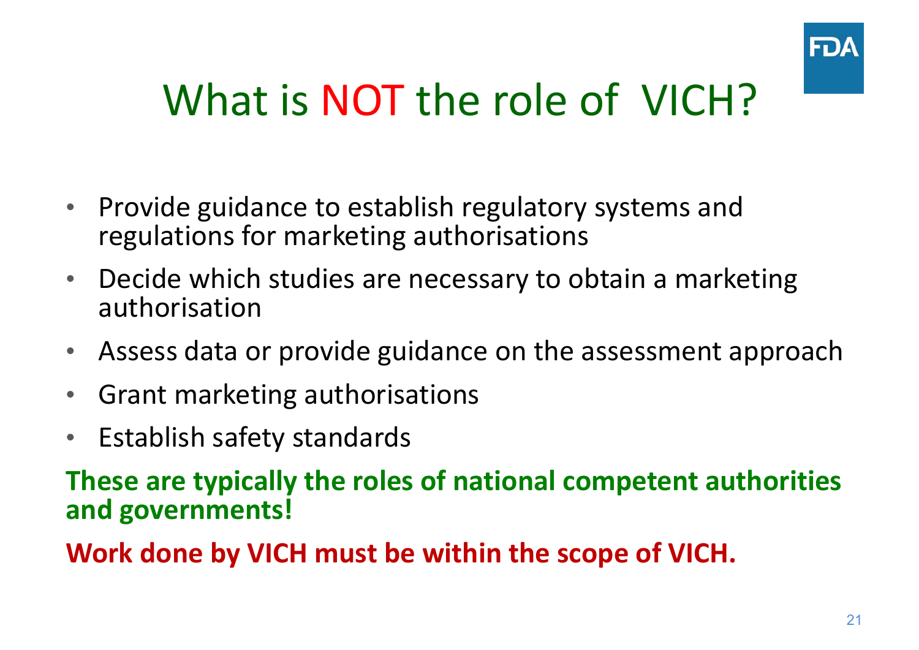# What is NOT the role of VICH?

- Provide guidance to establish regulatory systems and regulations for marketing authorisations
- Decide which studies are necessary to obtain a marketing authorisation
- Assess data or provide guidance on the assessment approach
- Grant marketing authorisations
- Establish safety standards

**These are typically the roles of national competent authorities and governments!**

**Work done by VICH must be within the scope of VICH.**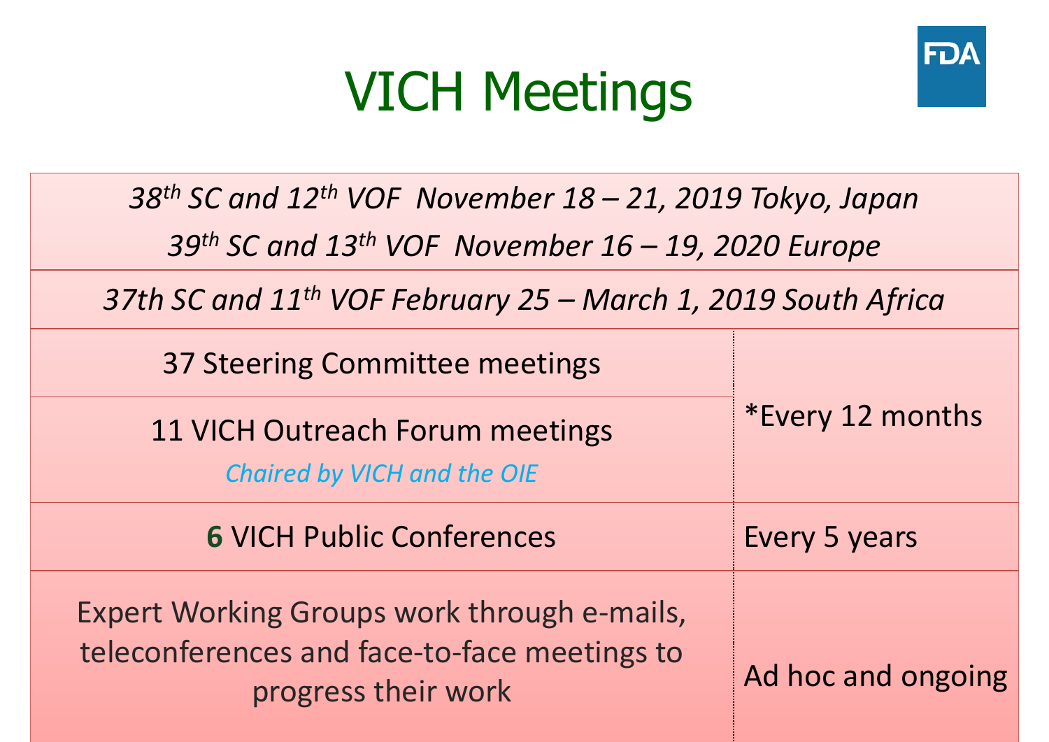# VICH Meetings

*38th SC and 12th VOF November 18 – 21, 2019 Tokyo, Japan*

*39th SC and 13th VOF November 16 – 19, 2020 Europe*

*37th SC and 11th VOF February 25 – March 1, 2019 South Africa*

| | |
|---|---|
| 37 Steering Committee meetings | *Every 12 months |
| 11 VICH Outreach Forum meetings *Chaired by VICH and the OIE* | |
| **6** VICH Public Conferences | Every 5 years |
| Expert Working Groups work through e-mails, teleconferences and face-to-face meetings to progress their work | Ad hoc and ongoing |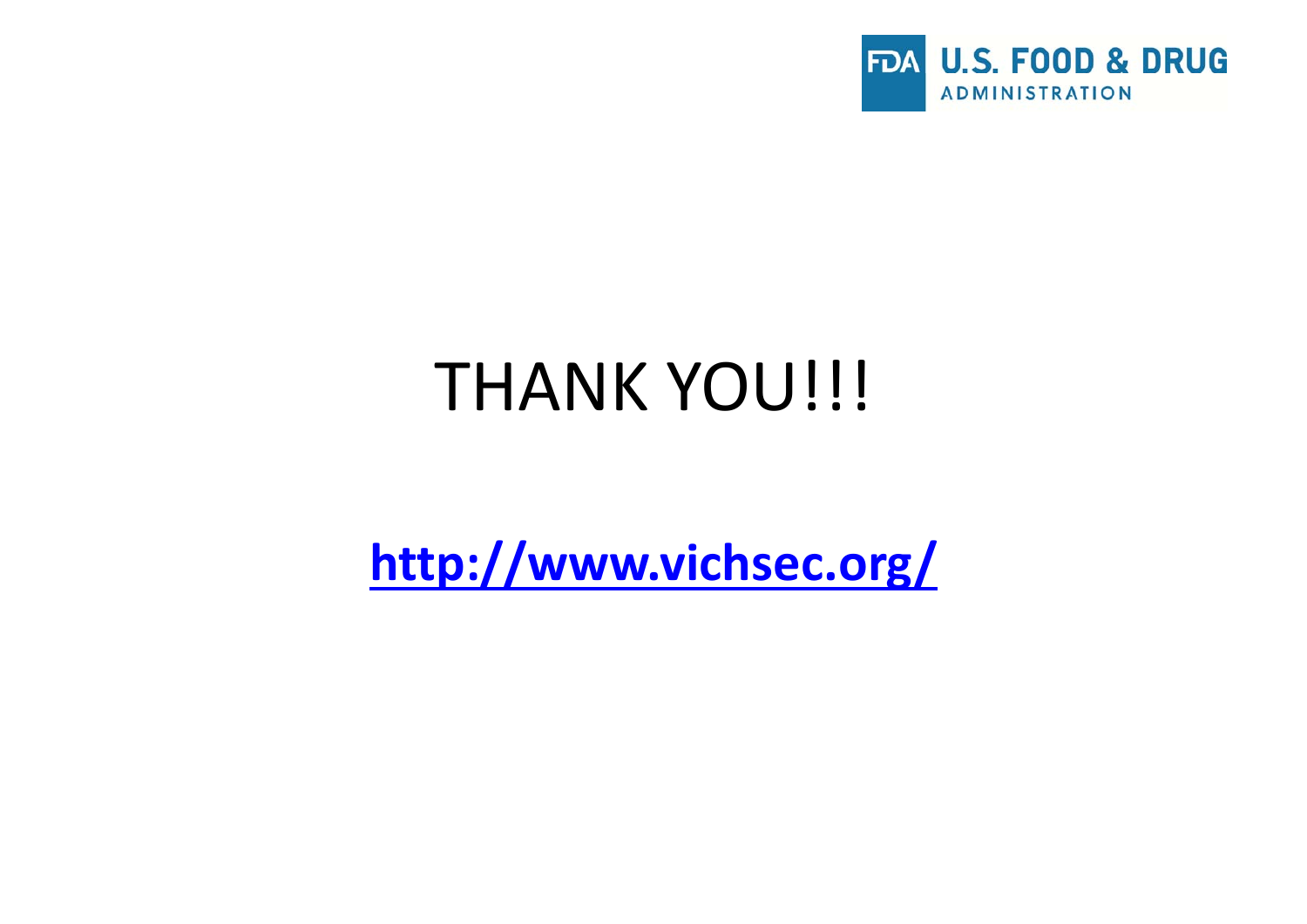# THANK YOU!!!

**http://www.vichsec.org/**